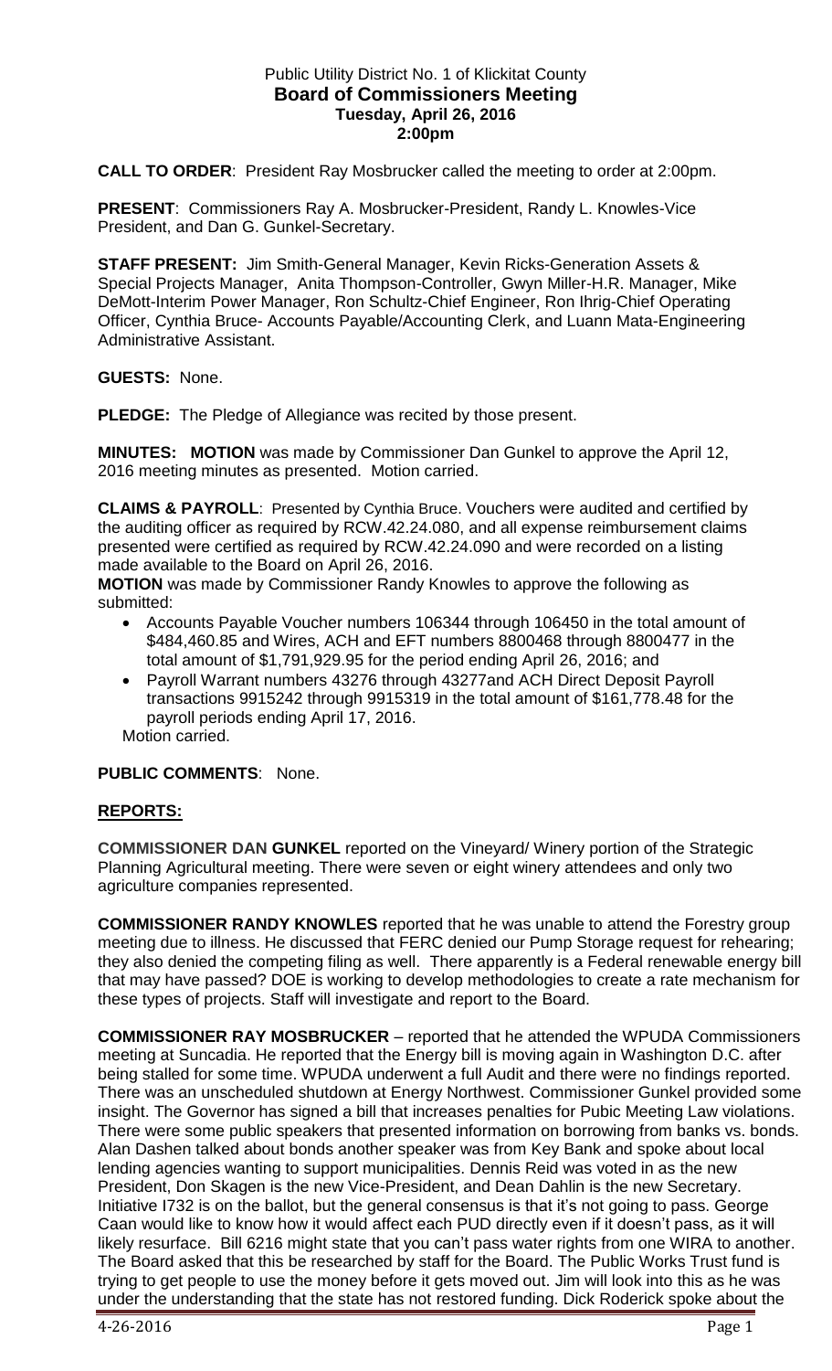Public Utility District No. 1 of Klickitat County

# Board of Commissioners Meeting

**Tuesday, April 26, 2016**

**2:00pm**

**CALL TO ORDER**: President Ray Mosbrucker called the meeting to order at 2:00pm.

**PRESENT**: Commissioners Ray A. Mosbrucker-President, Randy L. Knowles-Vice President, and Dan G. Gunkel-Secretary.

**STAFF PRESENT:** Jim Smith-General Manager, Kevin Ricks-Generation Assets & Special Projects Manager, Anita Thompson-Controller, Gwyn Miller-H.R. Manager, Mike DeMott-Interim Power Manager, Ron Schultz-Chief Engineer, Ron Ihrig-Chief Operating Officer, Cynthia Bruce- Accounts Payable/Accounting Clerk, and Luann Mata-Engineering Administrative Assistant.

**GUESTS:** None.

**PLEDGE:** The Pledge of Allegiance was recited by those present.

**MINUTES: MOTION** was made by Commissioner Dan Gunkel to approve the April 12, 2016 meeting minutes as presented. Motion carried.

**CLAIMS & PAYROLL**: Presented by Cynthia Bruce. Vouchers were audited and certified by the auditing officer as required by RCW.42.24.080, and all expense reimbursement claims presented were certified as required by RCW.42.24.090 and were recorded on a listing made available to the Board on April 26, 2016.

**MOTION** was made by Commissioner Randy Knowles to approve the following as submitted:

- Accounts Payable Voucher numbers 106344 through 106450 in the total amount of $484,460.85 and Wires, ACH and EFT numbers 8800468 through 8800477 in the total amount of $1,791,929.95 for the period ending April 26, 2016; and
- Payroll Warrant numbers 43276 through 43277and ACH Direct Deposit Payroll transactions 9915242 through 9915319 in the total amount of $161,778.48 for the payroll periods ending April 17, 2016.

Motion carried.

**PUBLIC COMMENTS**: None.

## REPORTS:

**COMMISSIONER DAN GUNKEL** reported on the Vineyard/ Winery portion of the Strategic Planning Agricultural meeting. There were seven or eight winery attendees and only two agriculture companies represented.

**COMMISSIONER RANDY KNOWLES** reported that he was unable to attend the Forestry group meeting due to illness. He discussed that FERC denied our Pump Storage request for rehearing; they also denied the competing filing as well. There apparently is a Federal renewable energy bill that may have passed? DOE is working to develop methodologies to create a rate mechanism for these types of projects. Staff will investigate and report to the Board.

**COMMISSIONER RAY MOSBRUCKER** – reported that he attended the WPUDA Commissioners meeting at Suncadia. He reported that the Energy bill is moving again in Washington D.C. after being stalled for some time. WPUDA underwent a full Audit and there were no findings reported. There was an unscheduled shutdown at Energy Northwest. Commissioner Gunkel provided some insight. The Governor has signed a bill that increases penalties for Pubic Meeting Law violations. There were some public speakers that presented information on borrowing from banks vs. bonds. Alan Dashen talked about bonds another speaker was from Key Bank and spoke about local lending agencies wanting to support municipalities. Dennis Reid was voted in as the new President, Don Skagen is the new Vice-President, and Dean Dahlin is the new Secretary. Initiative I732 is on the ballot, but the general consensus is that it's not going to pass. George Caan would like to know how it would affect each PUD directly even if it doesn't pass, as it will likely resurface. Bill 6216 might state that you can't pass water rights from one WIRA to another. The Board asked that this be researched by staff for the Board. The Public Works Trust fund is trying to get people to use the money before it gets moved out. Jim will look into this as he was under the understanding that the state has not restored funding. Dick Roderick spoke about the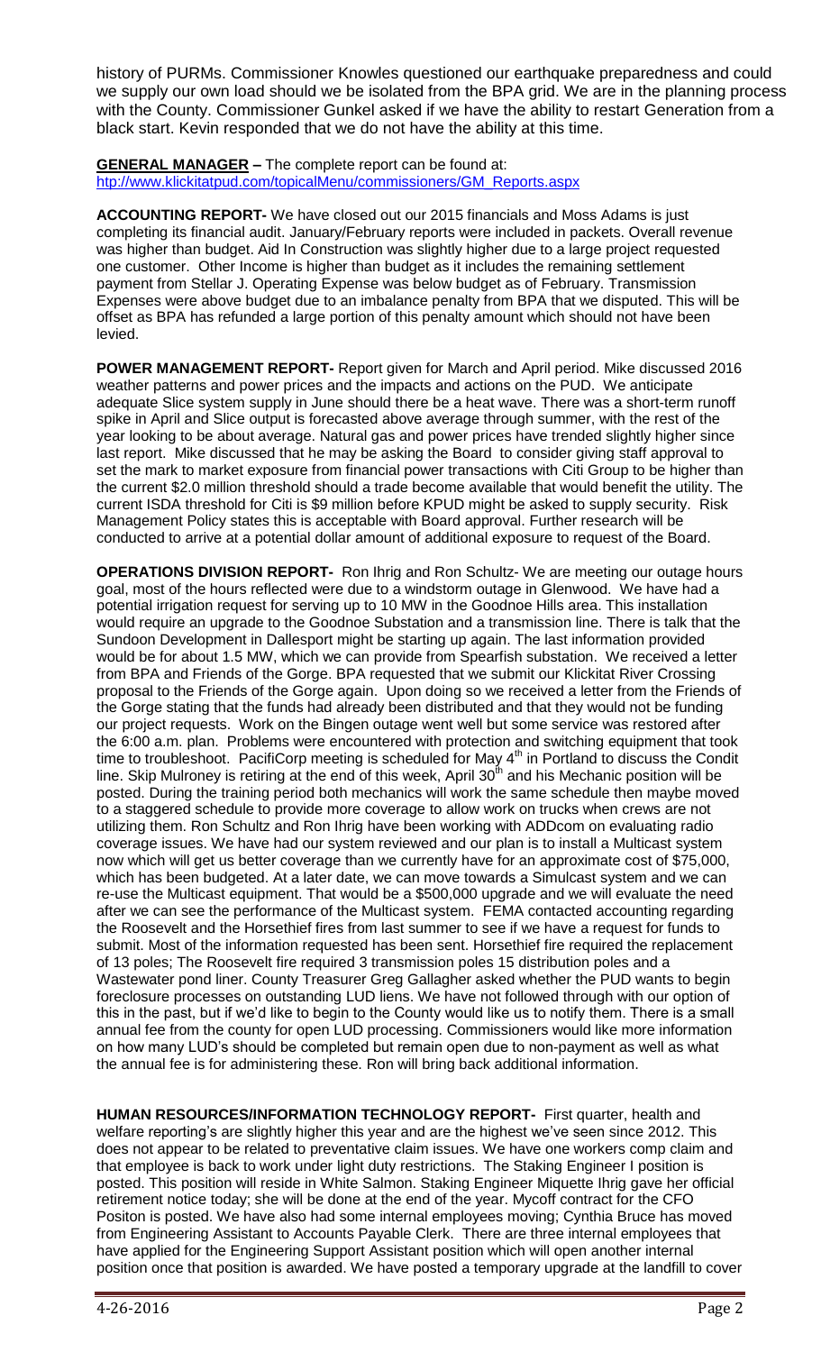history of PURMs. Commissioner Knowles questioned our earthquake preparedness and could we supply our own load should we be isolated from the BPA grid. We are in the planning process with the County. Commissioner Gunkel asked if we have the ability to restart Generation from a black start. Kevin responded that we do not have the ability at this time.

**GENERAL MANAGER –** The complete report can be found at: htp://www.klickitatpud.com/topicalMenu/commissioners/GM_Reports.aspx

**ACCOUNTING REPORT-** We have closed out our 2015 financials and Moss Adams is just completing its financial audit. January/February reports were included in packets. Overall revenue was higher than budget. Aid In Construction was slightly higher due to a large project requested one customer. Other Income is higher than budget as it includes the remaining settlement payment from Stellar J. Operating Expense was below budget as of February. Transmission Expenses were above budget due to an imbalance penalty from BPA that we disputed. This will be offset as BPA has refunded a large portion of this penalty amount which should not have been levied.

**POWER MANAGEMENT REPORT-** Report given for March and April period. Mike discussed 2016 weather patterns and power prices and the impacts and actions on the PUD. We anticipate adequate Slice system supply in June should there be a heat wave. There was a short-term runoff spike in April and Slice output is forecasted above average through summer, with the rest of the year looking to be about average. Natural gas and power prices have trended slightly higher since last report. Mike discussed that he may be asking the Board to consider giving staff approval to set the mark to market exposure from financial power transactions with Citi Group to be higher than the current $2.0 million threshold should a trade become available that would benefit the utility. The current ISDA threshold for Citi is $9 million before KPUD might be asked to supply security. Risk Management Policy states this is acceptable with Board approval. Further research will be conducted to arrive at a potential dollar amount of additional exposure to request of the Board.

**OPERATIONS DIVISION REPORT-** Ron Ihrig and Ron Schultz- We are meeting our outage hours goal, most of the hours reflected were due to a windstorm outage in Glenwood. We have had a potential irrigation request for serving up to 10 MW in the Goodnoe Hills area. This installation would require an upgrade to the Goodnoe Substation and a transmission line. There is talk that the Sundoon Development in Dallesport might be starting up again. The last information provided would be for about 1.5 MW, which we can provide from Spearfish substation. We received a letter from BPA and Friends of the Gorge. BPA requested that we submit our Klickitat River Crossing proposal to the Friends of the Gorge again. Upon doing so we received a letter from the Friends of the Gorge stating that the funds had already been distributed and that they would not be funding our project requests. Work on the Bingen outage went well but some service was restored after the 6:00 a.m. plan. Problems were encountered with protection and switching equipment that took time to troubleshoot. PacifiCorp meeting is scheduled for May 4th in Portland to discuss the Condit line. Skip Mulroney is retiring at the end of this week, April 30th and his Mechanic position will be posted. During the training period both mechanics will work the same schedule then maybe moved to a staggered schedule to provide more coverage to allow work on trucks when crews are not utilizing them. Ron Schultz and Ron Ihrig have been working with ADDcom on evaluating radio coverage issues. We have had our system reviewed and our plan is to install a Multicast system now which will get us better coverage than we currently have for an approximate cost of $75,000, which has been budgeted. At a later date, we can move towards a Simulcast system and we can re-use the Multicast equipment. That would be a $500,000 upgrade and we will evaluate the need after we can see the performance of the Multicast system. FEMA contacted accounting regarding the Roosevelt and the Horsethief fires from last summer to see if we have a request for funds to submit. Most of the information requested has been sent. Horsethief fire required the replacement of 13 poles; The Roosevelt fire required 3 transmission poles 15 distribution poles and a Wastewater pond liner. County Treasurer Greg Gallagher asked whether the PUD wants to begin foreclosure processes on outstanding LUD liens. We have not followed through with our option of this in the past, but if we'd like to begin to the County would like us to notify them. There is a small annual fee from the county for open LUD processing. Commissioners would like more information on how many LUD's should be completed but remain open due to non-payment as well as what the annual fee is for administering these. Ron will bring back additional information.

**HUMAN RESOURCES/INFORMATION TECHNOLOGY REPORT-** First quarter, health and welfare reporting's are slightly higher this year and are the highest we've seen since 2012. This does not appear to be related to preventative claim issues. We have one workers comp claim and that employee is back to work under light duty restrictions. The Staking Engineer I position is posted. This position will reside in White Salmon. Staking Engineer Miquette Ihrig gave her official retirement notice today; she will be done at the end of the year. Mycoff contract for the CFO Positon is posted. We have also had some internal employees moving; Cynthia Bruce has moved from Engineering Assistant to Accounts Payable Clerk. There are three internal employees that have applied for the Engineering Support Assistant position which will open another internal position once that position is awarded. We have posted a temporary upgrade at the landfill to cover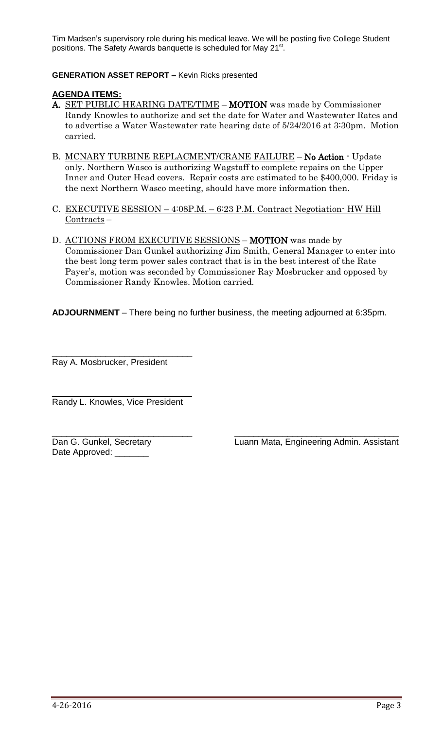Tim Madsen's supervisory role during his medical leave. We will be posting five College Student positions. The Safety Awards banquette is scheduled for May 21st.

**GENERATION ASSET REPORT –** Kevin Ricks presented

**AGENDA ITEMS:**

**A.** SET PUBLIC HEARING DATE/TIME – **MOTION** was made by Commissioner Randy Knowles to authorize and set the date for Water and Wastewater Rates and to advertise a Water Wastewater rate hearing date of 5/24/2016 at 3:30pm. Motion carried.

B. MCNARY TURBINE REPLACMENT/CRANE FAILURE – **No Action** - Update only. Northern Wasco is authorizing Wagstaff to complete repairs on the Upper Inner and Outer Head covers. Repair costs are estimated to be $400,000. Friday is the next Northern Wasco meeting, should have more information then.

C. EXECUTIVE SESSION – 4:08P.M. – 6:23 P.M. Contract Negotiation- HW Hill Contracts –

D. ACTIONS FROM EXECUTIVE SESSIONS – **MOTION** was made by Commissioner Dan Gunkel authorizing Jim Smith, General Manager to enter into the best long term power sales contract that is in the best interest of the Rate Payer's, motion was seconded by Commissioner Ray Mosbrucker and opposed by Commissioner Randy Knowles. Motion carried.

**ADJOURNMENT** – There being no further business, the meeting adjourned at 6:35pm.

\_\_\_\_\_\_\_\_\_\_\_\_\_\_\_\_\_\_\_\_\_\_\_\_\_\_\_\_\_\_
Ray A. Mosbrucker, President

\_\_\_\_\_\_\_\_\_\_\_\_\_\_\_\_\_\_\_\_\_\_\_\_\_\_\_\_\_\_
Randy L. Knowles, Vice President

\_\_\_\_\_\_\_\_\_\_\_\_\_\_\_\_\_\_\_\_\_\_\_\_\_\_\_\_\_\_
Dan G. Gunkel, Secretary
Date Approved: \_\_\_\_\_\_\_

\_\_\_\_\_\_\_\_\_\_\_\_\_\_\_\_\_\_\_\_\_\_\_\_\_\_\_\_\_\_
Luann Mata, Engineering Admin. Assistant